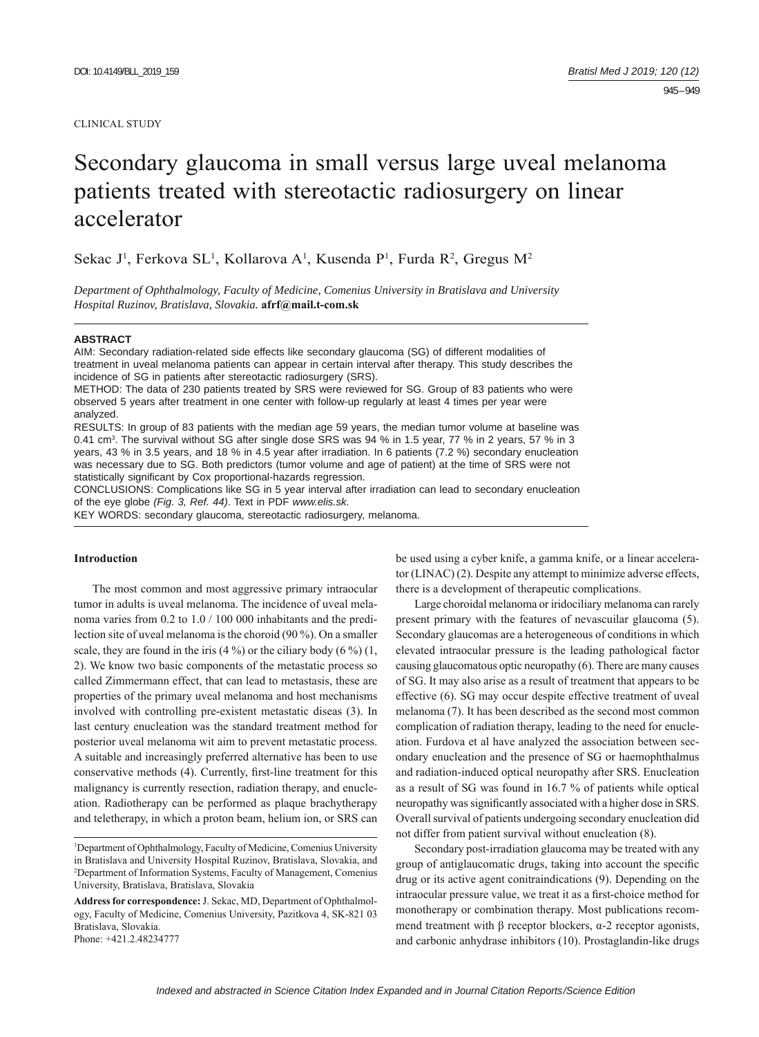CLINICAL STUDY

# Secondary glaucoma in small versus large uveal melanoma patients treated with stereotactic radiosurgery on linear accelerator

Sekac J[1], Ferkova SL[1], Kollarova A[1], Kusenda P[1], Furda R[2], Gregus M[2]

*Department of Ophthalmology, Faculty of Medicine, Comenius University in Bratislava and University Hospital Ruzinov, Bratislava, Slovakia.* **afrf@mail.t-com.sk**

## ABSTRACT

AIM: Secondary radiation-related side effects like secondary glaucoma (SG) of different modalities of treatment in uveal melanoma patients can appear in certain interval after therapy. This study describes the incidence of SG in patients after stereotactic radiosurgery (SRS).

METHOD: The data of 230 patients treated by SRS were reviewed for SG. Group of 83 patients who were observed 5 years after treatment in one center with follow-up regularly at least 4 times per year were analyzed.

RESULTS: In group of 83 patients with the median age 59 years, the median tumor volume at baseline was 0.41 $cm^3$. The survival without SG after single dose SRS was 94 % in 1.5 year, 77 % in 2 years, 57 % in 3 years, 43 % in 3.5 years, and 18 % in 4.5 year after irradiation. In 6 patients (7.2 %) secondary enucleation was necessary due to SG. Both predictors (tumor volume and age of patient) at the time of SRS were not statistically significant by Cox proportional-hazards regression.

CONCLUSIONS: Complications like SG in 5 year interval after irradiation can lead to secondary enucleation of the eye globe *(Fig. 3, Ref. 44)*. Text in PDF *www.elis.sk.*

KEY WORDS: secondary glaucoma, stereotactic radiosurgery, melanoma.

## Introduction

The most common and most aggressive primary intraocular tumor in adults is uveal melanoma. The incidence of uveal melanoma varies from 0.2 to 1.0 / 100 000 inhabitants and the predilection site of uveal melanoma is the choroid (90 %). On a smaller scale, they are found in the iris (4 %) or the ciliary body (6 %) (1, 2). We know two basic components of the metastatic process so called Zimmermann effect, that can lead to metastasis, these are properties of the primary uveal melanoma and host mechanisms involved with controlling pre-existent metastatic diseas (3). In last century enucleation was the standard treatment method for posterior uveal melanoma wit aim to prevent metastatic process. A suitable and increasingly preferred alternative has been to use conservative methods (4). Currently, first-line treatment for this malignancy is currently resection, radiation therapy, and enucleation. Radiotherapy can be performed as plaque brachytherapy and teletherapy, in which a proton beam, helium ion, or SRS can be used using a cyber knife, a gamma knife, or a linear accelerator (LINAC) (2). Despite any attempt to minimize adverse effects, there is a development of therapeutic complications.

Large choroidal melanoma or iridociliary melanoma can rarely present primary with the features of nevascular glaucoma (5). Secondary glaucomas are a heterogeneous of conditions in which elevated intraocular pressure is the leading pathological factor causing glaucomatous optic neuropathy (6). There are many causes of SG. It may also arise as a result of treatment that appears to be effective (6). SG may occur despite effective treatment of uveal melanoma (7). It has been described as the second most common complication of radiation therapy, leading to the need for enucleation. Furdova et al have analyzed the association between secondary enucleation and the presence of SG or haemophthalmus and radiation-induced optical neuropathy after SRS. Enucleation as a result of SG was found in 16.7 % of patients while optical neuropathy was significantly associated with a higher dose in SRS. Overall survival of patients undergoing secondary enucleation did not differ from patient survival without enucleation (8).

Secondary post-irradiation glaucoma may be treated with any group of antiglaucomatic drugs, taking into account the specific drug or its active agent conitraindications (9). Depending on the intraocular pressure value, we treat it as a first-choice method for monotherapy or combination therapy. Most publications recommend treatment with β receptor blockers, α-2 receptor agonists, and carbonic anhydrase inhibitors (10). Prostaglandin-like drugs

---

[1]Department of Ophthalmology, Faculty of Medicine, Comenius University in Bratislava and University Hospital Ruzinov, Bratislava, Slovakia, and [2]Department of Information Systems, Faculty of Management, Comenius University, Bratislava, Bratislava, Slovakia

**Address for correspondence:** J. Sekac, MD, Department of Ophthalmology, Faculty of Medicine, Comenius University, Pazitkova 4, SK-821 03 Bratislava, Slovakia.
Phone: +421.2.48234777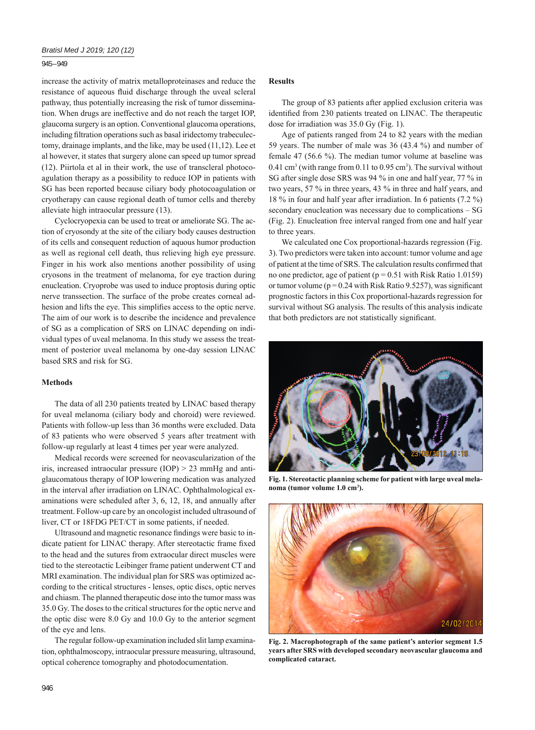increase the activity of matrix metalloproteinases and reduce the resistance of aqueous fluid discharge through the uveal scleral pathway, thus potentially increasing the risk of tumor dissemination. When drugs are ineffective and do not reach the target IOP, glaucoma surgery is an option. Conventional glaucoma operations, including filtration operations such as basal iridectomy trabeculectomy, drainage implants, and the like, may be used (11,12). Lee et al however, it states that surgery alone can speed up tumor spread (12). Piirtola et al in their work, the use of transcleral photocoagulation therapy as a possibility to reduce IOP in patients with SG has been reported because ciliary body photocoagulation or cryotherapy can cause regional death of tumor cells and thereby alleviate high intraocular pressure (13).

Cyclocryopexia can be used to treat or ameliorate SG. The action of cryosondy at the site of the ciliary body causes destruction of its cells and consequent reduction of aquous humor production as well as regional cell death, thus relieving high eye pressure. Finger in his work also mentions another possibility of using cryosons in the treatment of melanoma, for eye traction during enucleation. Cryoprobe was used to induce proptosis during optic nerve transsection. The surface of the probe creates corneal adhesion and lifts the eye. This simplifies access to the optic nerve. The aim of our work is to describe the incidence and prevalence of SG as a complication of SRS on LINAC depending on individual types of uveal melanoma. In this study we assess the treatment of posterior uveal melanoma by one-day session LINAC based SRS and risk for SG.

## Methods

The data of all 230 patients treated by LINAC based therapy for uveal melanoma (ciliary body and choroid) were reviewed. Patients with follow-up less than 36 months were excluded. Data of 83 patients who were observed 5 years after treatment with follow-up regularly at least 4 times per year were analyzed.

Medical records were screened for neovascularization of the iris, increased intraocular pressure (IOP) > 23 mmHg and antiglaucomatous therapy of IOP lowering medication was analyzed in the interval after irradiation on LINAC. Ophthalmological examinations were scheduled after 3, 6, 12, 18, and annually after treatment. Follow-up care by an oncologist included ultrasound of liver, CT or 18FDG PET/CT in some patients, if needed.

Ultrasound and magnetic resonance findings were basic to indicate patient for LINAC therapy. After stereotactic frame fixed to the head and the sutures from extraocular direct muscles were tied to the stereotactic Leibinger frame patient underwent CT and MRI examination. The individual plan for SRS was optimized according to the critical structures - lenses, optic discs, optic nerves and chiasm. The planned therapeutic dose into the tumor mass was 35.0 Gy. The doses to the critical structures for the optic nerve and the optic disc were 8.0 Gy and 10.0 Gy to the anterior segment of the eye and lens.

The regular follow-up examination included slit lamp examination, ophthalmoscopy, intraocular pressure measuring, ultrasound, optical coherence tomography and photodocumentation.

## Results

The group of 83 patients after applied exclusion criteria was identified from 230 patients treated on LINAC. The therapeutic dose for irradiation was 35.0 Gy (Fig. 1).

Age of patients ranged from 24 to 82 years with the median 59 years. The number of male was 36 (43.4 %) and number of female 47 (56.6 %). The median tumor volume at baseline was 0.41 $cm^3$ (with range from 0.11 to 0.95 $cm^3$). The survival without SG after single dose SRS was 94 % in one and half year, 77 % in two years, 57 % in three years, 43 % in three and half years, and 18 % in four and half year after irradiation. In 6 patients (7.2 %) secondary enucleation was necessary due to complications – SG (Fig. 2). Enucleation free interval ranged from one and half year to three years.

We calculated one Cox proportional-hazards regression (Fig. 3). Two predictors were taken into account: tumor volume and age of patient at the time of SRS. The calculation results confirmed that no one predictor, age of patient ($p = 0.51$ with Risk Ratio 1.0159) or tumor volume ($p = 0.24$ with Risk Ratio 9.5257), was significant prognostic factors in this Cox proportional-hazards regression for survival without SG analysis. The results of this analysis indicate that both predictors are not statistically significant.

**Fig. 1. Stereotactic planning scheme for patient with large uveal melanoma (tumor volume 1.0 $cm^3$).**

**Fig. 2. Macrophotograph of the same patient's anterior segment 1.5 years after SRS with developed secondary neovascular glaucoma and complicated cataract.**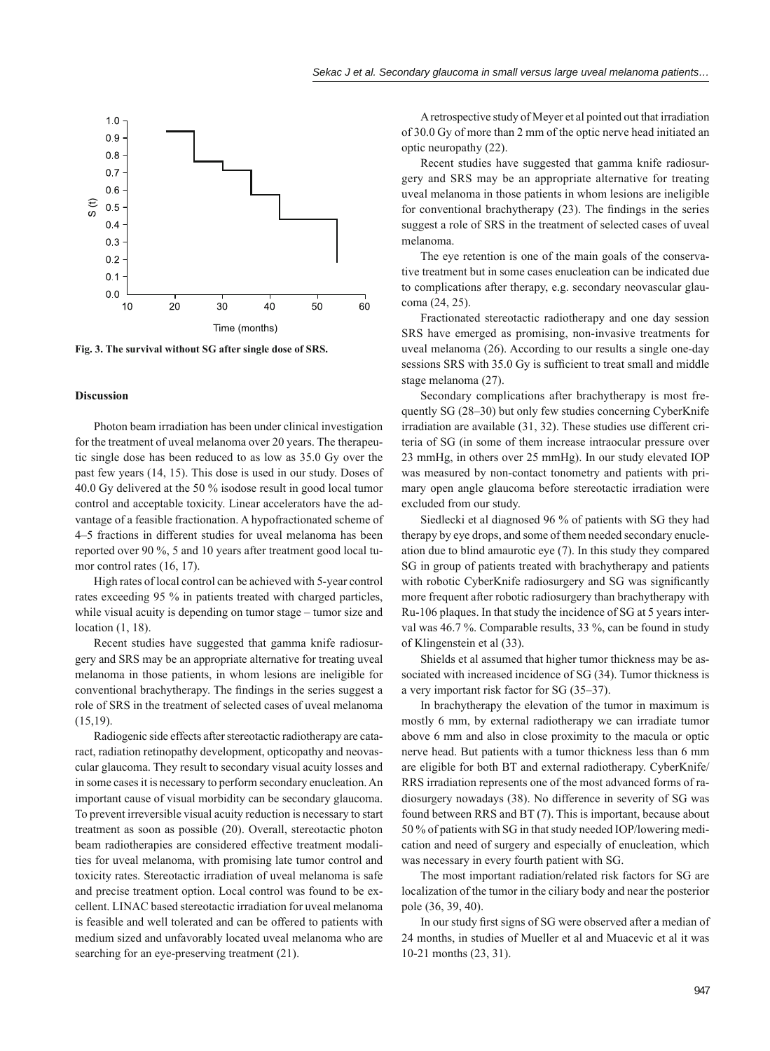Fig. 3. The survival without SG after single dose of SRS.

### Discussion

Photon beam irradiation has been under clinical investigation for the treatment of uveal melanoma over 20 years. The therapeutic single dose has been reduced to as low as 35.0 Gy over the past few years (14, 15). This dose is used in our study. Doses of 40.0 Gy delivered at the 50 % isodose result in good local tumor control and acceptable toxicity. Linear accelerators have the advantage of a feasible fractionation. A hypofractionated scheme of 4–5 fractions in different studies for uveal melanoma has been reported over 90 %, 5 and 10 years after treatment good local tumor control rates (16, 17).

High rates of local control can be achieved with 5-year control rates exceeding 95 % in patients treated with charged particles, while visual acuity is depending on tumor stage – tumor size and location (1, 18).

Recent studies have suggested that gamma knife radiosurgery and SRS may be an appropriate alternative for treating uveal melanoma in those patients, in whom lesions are ineligible for conventional brachytherapy. The findings in the series suggest a role of SRS in the treatment of selected cases of uveal melanoma (15,19).

Radiogenic side effects after stereotactic radiotherapy are cataract, radiation retinopathy development, opticopathy and neovascular glaucoma. They result to secondary visual acuity losses and in some cases it is necessary to perform secondary enucleation. An important cause of visual morbidity can be secondary glaucoma. To prevent irreversible visual acuity reduction is necessary to start treatment as soon as possible (20). Overall, stereotactic photon beam radiotherapies are considered effective treatment modalities for uveal melanoma, with promising late tumor control and toxicity rates. Stereotactic irradiation of uveal melanoma is safe and precise treatment option. Local control was found to be excellent. LINAC based stereotactic irradiation for uveal melanoma is feasible and well tolerated and can be offered to patients with medium sized and unfavorably located uveal melanoma who are searching for an eye-preserving treatment (21).

A retrospective study of Meyer et al pointed out that irradiation of 30.0 Gy of more than 2 mm of the optic nerve head initiated an optic neuropathy (22).

Recent studies have suggested that gamma knife radiosurgery and SRS may be an appropriate alternative for treating uveal melanoma in those patients in whom lesions are ineligible for conventional brachytherapy (23). The findings in the series suggest a role of SRS in the treatment of selected cases of uveal melanoma.

The eye retention is one of the main goals of the conservative treatment but in some cases enucleation can be indicated due to complications after therapy, e.g. secondary neovascular glaucoma (24, 25).

Fractionated stereotactic radiotherapy and one day session SRS have emerged as promising, non-invasive treatments for uveal melanoma (26). According to our results a single one-day sessions SRS with 35.0 Gy is sufficient to treat small and middle stage melanoma (27).

Secondary complications after brachytherapy is most frequently SG (28–30) but only few studies concerning CyberKnife irradiation are available (31, 32). These studies use different criteria of SG (in some of them increase intraocular pressure over 23 mmHg, in others over 25 mmHg). In our study elevated IOP was measured by non-contact tonometry and patients with primary open angle glaucoma before stereotactic irradiation were excluded from our study.

Siedlecki et al diagnosed 96 % of patients with SG they had therapy by eye drops, and some of them needed secondary enucleation due to blind amaurotic eye (7). In this study they compared SG in group of patients treated with brachytherapy and patients with robotic CyberKnife radiosurgery and SG was significantly more frequent after robotic radiosurgery than brachytherapy with Ru-106 plaques. In that study the incidence of SG at 5 years interval was 46.7 %. Comparable results, 33 %, can be found in study of Klingenstein et al (33).

Shields et al assumed that higher tumor thickness may be associated with increased incidence of SG (34). Tumor thickness is a very important risk factor for SG (35–37).

In brachytherapy the elevation of the tumor in maximum is mostly 6 mm, by external radiotherapy we can irradiate tumor above 6 mm and also in close proximity to the macula or optic nerve head. But patients with a tumor thickness less than 6 mm are eligible for both BT and external radiotherapy. CyberKnife/RRS irradiation represents one of the most advanced forms of radiosurgery nowadays (38). No difference in severity of SG was found between RRS and BT (7). This is important, because about 50 % of patients with SG in that study needed IOP/lowering medication and need of surgery and especially of enucleation, which was necessary in every fourth patient with SG.

The most important radiation/related risk factors for SG are localization of the tumor in the ciliary body and near the posterior pole (36, 39, 40).

In our study first signs of SG were observed after a median of 24 months, in studies of Mueller et al and Muacevic et al it was 10-21 months (23, 31).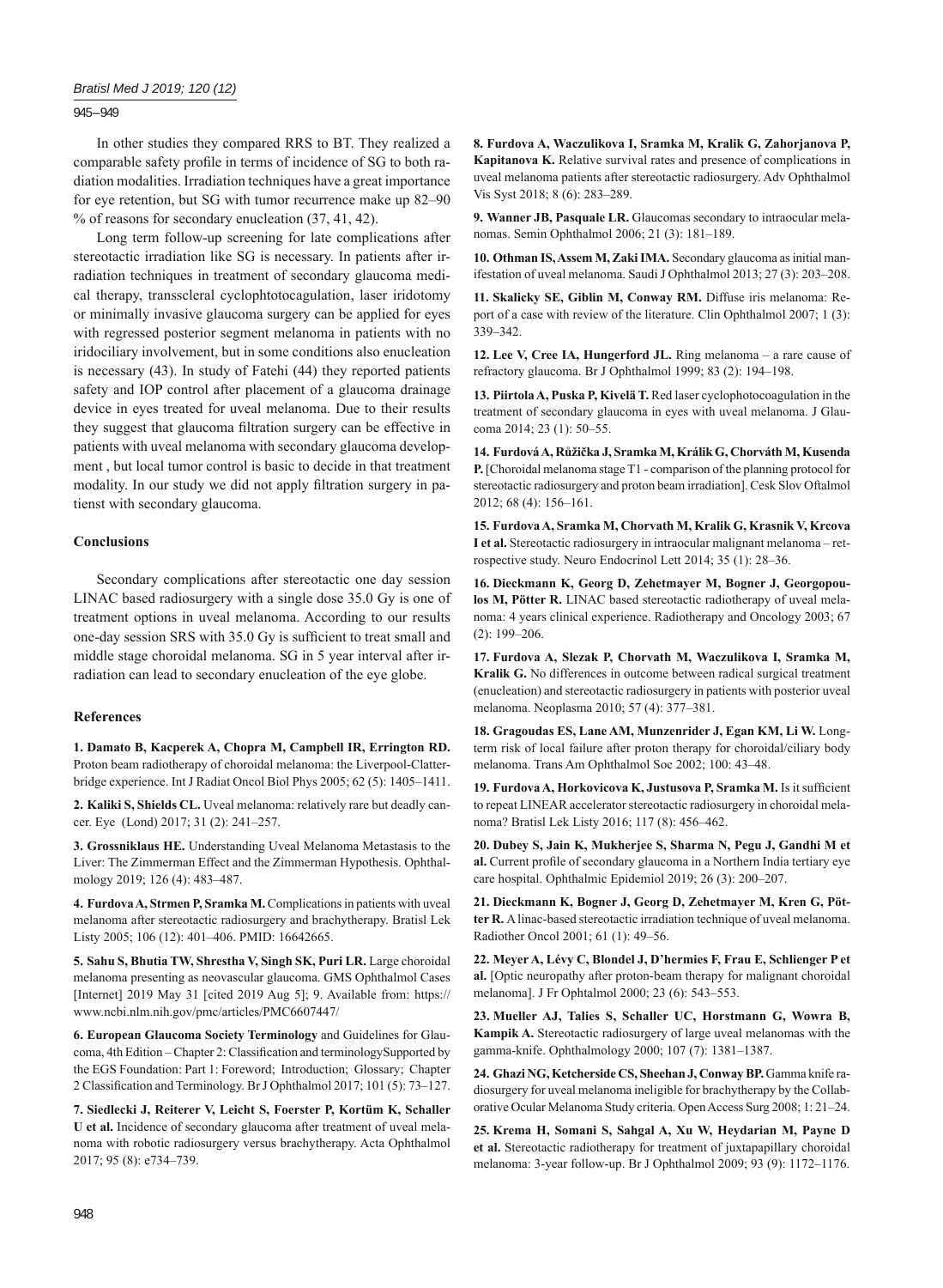In other studies they compared RRS to BT. They realized a comparable safety profile in terms of incidence of SG to both radiation modalities. Irradiation techniques have a great importance for eye retention, but SG with tumor recurrence make up 82–90 % of reasons for secondary enucleation (37, 41, 42).

Long term follow-up screening for late complications after stereotactic irradiation like SG is necessary. In patients after irradiation techniques in treatment of secondary glaucoma medical therapy, transscleral cyclophtotocagulation, laser iridotomy or minimally invasive glaucoma surgery can be applied for eyes with regressed posterior segment melanoma in patients with no iridociliary involvement, but in some conditions also enucleation is necessary (43). In study of Fatehi (44) they reported patients safety and IOP control after placement of a glaucoma drainage device in eyes treated for uveal melanoma. Due to their results they suggest that glaucoma filtration surgery can be effective in patients with uveal melanoma with secondary glaucoma development , but local tumor control is basic to decide in that treatment modality. In our study we did not apply filtration surgery in patienst with secondary glaucoma.

## Conclusions

Secondary complications after stereotactic one day session LINAC based radiosurgery with a single dose 35.0 Gy is one of treatment options in uveal melanoma. According to our results one-day session SRS with 35.0 Gy is sufficient to treat small and middle stage choroidal melanoma. SG in 5 year interval after irradiation can lead to secondary enucleation of the eye globe.

## References

**1. Damato B, Kacperek A, Chopra M, Campbell IR, Errington RD.** Proton beam radiotherapy of choroidal melanoma: the Liverpool-Clatterbridge experience. Int J Radiat Oncol Biol Phys 2005; 62 (5): 1405–1411.

**2. Kaliki S, Shields CL.** Uveal melanoma: relatively rare but deadly cancer. Eye (Lond) 2017; 31 (2): 241–257.

**3. Grossniklaus HE.** Understanding Uveal Melanoma Metastasis to the Liver: The Zimmerman Effect and the Zimmerman Hypothesis. Ophthalmology 2019; 126 (4): 483–487.

**4. Furdova A, Strmen P, Sramka M.** Complications in patients with uveal melanoma after stereotactic radiosurgery and brachytherapy. Bratisl Lek Listy 2005; 106 (12): 401–406. PMID: 16642665.

**5. Sahu S, Bhutia TW, Shrestha V, Singh SK, Puri LR.** Large choroidal melanoma presenting as neovascular glaucoma. GMS Ophthalmol Cases [Internet] 2019 May 31 [cited 2019 Aug 5]; 9. Available from: https://www.ncbi.nlm.nih.gov/pmc/articles/PMC6607447/

**6. European Glaucoma Society Terminology** and Guidelines for Glaucoma, 4th Edition – Chapter 2: Classification and terminologySupported by the EGS Foundation: Part 1: Foreword; Introduction; Glossary; Chapter 2 Classification and Terminology. Br J Ophthalmol 2017; 101 (5): 73–127.

**7. Siedlecki J, Reiterer V, Leicht S, Foerster P, Kortüm K, Schaller U et al.** Incidence of secondary glaucoma after treatment of uveal melanoma with robotic radiosurgery versus brachytherapy. Acta Ophthalmol 2017; 95 (8): e734–739.

**8. Furdova A, Waczulikova I, Sramka M, Kralik G, Zahorjanova P, Kapitanova K.** Relative survival rates and presence of complications in uveal melanoma patients after stereotactic radiosurgery. Adv Ophthalmol Vis Syst 2018; 8 (6): 283–289.

**9. Wanner JB, Pasquale LR.** Glaucomas secondary to intraocular melanomas. Semin Ophthalmol 2006; 21 (3): 181–189.

**10. Othman IS, Assem M, Zaki IMA.** Secondary glaucoma as initial manifestation of uveal melanoma. Saudi J Ophthalmol 2013; 27 (3): 203–208.

**11. Skalicky SE, Giblin M, Conway RM.** Diffuse iris melanoma: Report of a case with review of the literature. Clin Ophthalmol 2007; 1 (3): 339–342.

**12. Lee V, Cree IA, Hungerford JL.** Ring melanoma – a rare cause of refractory glaucoma. Br J Ophthalmol 1999; 83 (2): 194–198.

**13. Piirtola A, Puska P, Kivelä T.** Red laser cyclophotocoagulation in the treatment of secondary glaucoma in eyes with uveal melanoma. J Glaucoma 2014; 23 (1): 50–55.

**14. Furdová A, Růžička J, Sramka M, Králik G, Chorváth M, Kusenda P.** [Choroidal melanoma stage T1 - comparison of the planning protocol for stereotactic radiosurgery and proton beam irradiation]. Cesk Slov Oftalmol 2012; 68 (4): 156–161.

**15. Furdova A, Sramka M, Chorvath M, Kralik G, Krasnik V, Krcova I et al.** Stereotactic radiosurgery in intraocular malignant melanoma – retrospective study. Neuro Endocrinol Lett 2014; 35 (1): 28–36.

**16. Dieckmann K, Georg D, Zehetmayer M, Bogner J, Georgopoulos M, Pötter R.** LINAC based stereotactic radiotherapy of uveal melanoma: 4 years clinical experience. Radiotherapy and Oncology 2003; 67 (2): 199–206.

**17. Furdova A, Slezak P, Chorvath M, Waczulikova I, Sramka M, Kralik G.** No differences in outcome between radical surgical treatment (enucleation) and stereotactic radiosurgery in patients with posterior uveal melanoma. Neoplasma 2010; 57 (4): 377–381.

**18. Gragoudas ES, Lane AM, Munzenrider J, Egan KM, Li W.** Long-term risk of local failure after proton therapy for choroidal/ciliary body melanoma. Trans Am Ophthalmol Soc 2002; 100: 43–48.

**19. Furdova A, Horkovicova K, Justusova P, Sramka M.** Is it sufficient to repeat LINEAR accelerator stereotactic radiosurgery in choroidal melanoma? Bratisl Lek Listy 2016; 117 (8): 456–462.

**20. Dubey S, Jain K, Mukherjee S, Sharma N, Pegu J, Gandhi M et al.** Current profile of secondary glaucoma in a Northern India tertiary eye care hospital. Ophthalmic Epidemiol 2019; 26 (3): 200–207.

**21. Dieckmann K, Bogner J, Georg D, Zehetmayer M, Kren G, Pötter R.** A linac-based stereotactic irradiation technique of uveal melanoma. Radiother Oncol 2001; 61 (1): 49–56.

**22. Meyer A, Lévy C, Blondel J, D'hermies F, Frau E, Schlienger P et al.** [Optic neuropathy after proton-beam therapy for malignant choroidal melanoma]. J Fr Ophtalmol 2000; 23 (6): 543–553.

**23. Mueller AJ, Talies S, Schaller UC, Horstmann G, Wowra B, Kampik A.** Stereotactic radiosurgery of large uveal melanomas with the gamma-knife. Ophthalmology 2000; 107 (7): 1381–1387.

**24. Ghazi NG, Ketcherside CS, Sheehan J, Conway BP.** Gamma knife radiosurgery for uveal melanoma ineligible for brachytherapy by the Collaborative Ocular Melanoma Study criteria. Open Access Surg 2008; 1: 21–24.

**25. Krema H, Somani S, Sahgal A, Xu W, Heydarian M, Payne D et al.** Stereotactic radiotherapy for treatment of juxtapapillary choroidal melanoma: 3-year follow-up. Br J Ophthalmol 2009; 93 (9): 1172–1176.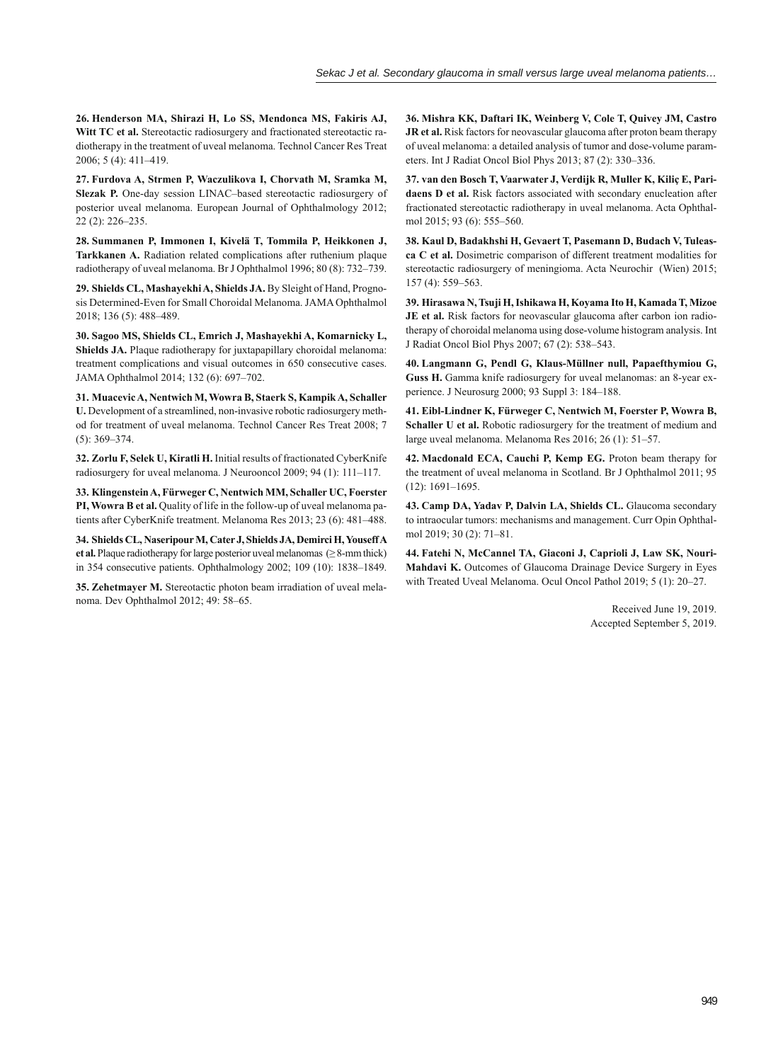**26. Henderson MA, Shirazi H, Lo SS, Mendonca MS, Fakiris AJ, Witt TC et al.** Stereotactic radiosurgery and fractionated stereotactic radiotherapy in the treatment of uveal melanoma. Technol Cancer Res Treat 2006; 5 (4): 411–419.

**27. Furdova A, Strmen P, Waczulikova I, Chorvath M, Sramka M, Slezak P.** One-day session LINAC–based stereotactic radiosurgery of posterior uveal melanoma. European Journal of Ophthalmology 2012; 22 (2): 226–235.

**28. Summanen P, Immonen I, Kivelä T, Tommila P, Heikkonen J, Tarkkanen A.** Radiation related complications after ruthenium plaque radiotherapy of uveal melanoma. Br J Ophthalmol 1996; 80 (8): 732–739.

**29. Shields CL, Mashayekhi A, Shields JA.** By Sleight of Hand, Prognosis Determined-Even for Small Choroidal Melanoma. JAMA Ophthalmol 2018; 136 (5): 488–489.

**30. Sagoo MS, Shields CL, Emrich J, Mashayekhi A, Komarnicky L, Shields JA.** Plaque radiotherapy for juxtapapillary choroidal melanoma: treatment complications and visual outcomes in 650 consecutive cases. JAMA Ophthalmol 2014; 132 (6): 697–702.

**31. Muacevic A, Nentwich M, Wowra B, Staerk S, Kampik A, Schaller U.** Development of a streamlined, non-invasive robotic radiosurgery method for treatment of uveal melanoma. Technol Cancer Res Treat 2008; 7 (5): 369–374.

**32. Zorlu F, Selek U, Kiratli H.** Initial results of fractionated CyberKnife radiosurgery for uveal melanoma. J Neurooncol 2009; 94 (1): 111–117.

**33. Klingenstein A, Fürweger C, Nentwich MM, Schaller UC, Foerster PI, Wowra B et al.** Quality of life in the follow-up of uveal melanoma patients after CyberKnife treatment. Melanoma Res 2013; 23 (6): 481–488.

**34. Shields CL, Naseripour M, Cater J, Shields JA, Demirci H, Youseff A et al.** Plaque radiotherapy for large posterior uveal melanomas (≥ 8-mm thick) in 354 consecutive patients. Ophthalmology 2002; 109 (10): 1838–1849.

**35. Zehetmayer M.** Stereotactic photon beam irradiation of uveal melanoma. Dev Ophthalmol 2012; 49: 58–65.

**36. Mishra KK, Daftari IK, Weinberg V, Cole T, Quivey JM, Castro JR et al.** Risk factors for neovascular glaucoma after proton beam therapy of uveal melanoma: a detailed analysis of tumor and dose-volume parameters. Int J Radiat Oncol Biol Phys 2013; 87 (2): 330–336.

**37. van den Bosch T, Vaarwater J, Verdijk R, Muller K, Kiliç E, Paridaens D et al.** Risk factors associated with secondary enucleation after fractionated stereotactic radiotherapy in uveal melanoma. Acta Ophthalmol 2015; 93 (6): 555–560.

**38. Kaul D, Badakhshi H, Gevaert T, Pasemann D, Budach V, Tuleasca C et al.** Dosimetric comparison of different treatment modalities for stereotactic radiosurgery of meningioma. Acta Neurochir (Wien) 2015; 157 (4): 559–563.

**39. Hirasawa N, Tsuji H, Ishikawa H, Koyama Ito H, Kamada T, Mizoe JE et al.** Risk factors for neovascular glaucoma after carbon ion radiotherapy of choroidal melanoma using dose-volume histogram analysis. Int J Radiat Oncol Biol Phys 2007; 67 (2): 538–543.

**40. Langmann G, Pendl G, Klaus-Müllner null, Papaefthymiou G, Guss H.** Gamma knife radiosurgery for uveal melanomas: an 8-year experience. J Neurosurg 2000; 93 Suppl 3: 184–188.

**41. Eibl-Lindner K, Fürweger C, Nentwich M, Foerster P, Wowra B, Schaller U et al.** Robotic radiosurgery for the treatment of medium and large uveal melanoma. Melanoma Res 2016; 26 (1): 51–57.

**42. Macdonald ECA, Cauchi P, Kemp EG.** Proton beam therapy for the treatment of uveal melanoma in Scotland. Br J Ophthalmol 2011; 95 (12): 1691–1695.

**43. Camp DA, Yadav P, Dalvin LA, Shields CL.** Glaucoma secondary to intraocular tumors: mechanisms and management. Curr Opin Ophthalmol 2019; 30 (2): 71–81.

**44. Fatehi N, McCannel TA, Giaconi J, Caprioli J, Law SK, Nouri-Mahdavi K.** Outcomes of Glaucoma Drainage Device Surgery in Eyes with Treated Uveal Melanoma. Ocul Oncol Pathol 2019; 5 (1): 20–27.

Received June 19, 2019.
Accepted September 5, 2019.